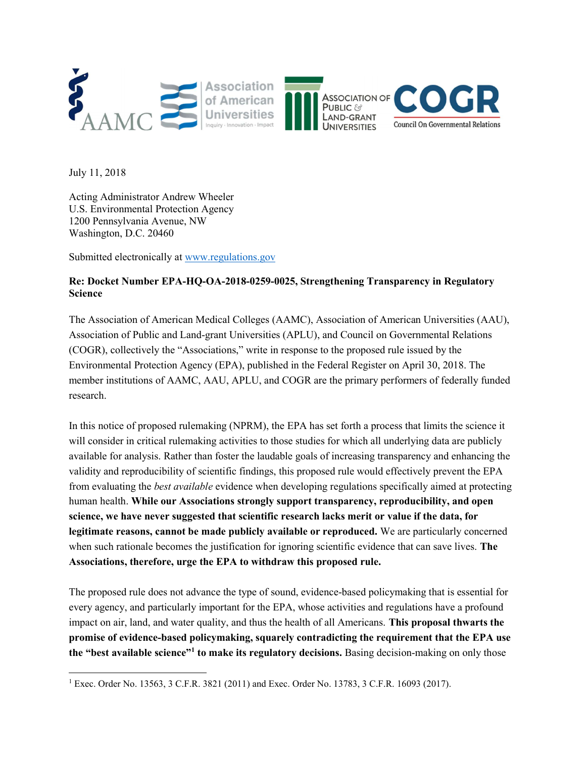July 11, 2018

Acting Administrator Andrew Wheeler
U.S. Environmental Protection Agency
1200 Pennsylvania Avenue, NW
Washington, D.C. 20460

Submitted electronically at www.regulations.gov

**Re: Docket Number EPA-HQ-OA-2018-0259-0025, Strengthening Transparency in Regulatory Science**

The Association of American Medical Colleges (AAMC), Association of American Universities (AAU), Association of Public and Land-grant Universities (APLU), and Council on Governmental Relations (COGR), collectively the "Associations," write in response to the proposed rule issued by the Environmental Protection Agency (EPA), published in the Federal Register on April 30, 2018. The member institutions of AAMC, AAU, APLU, and COGR are the primary performers of federally funded research.

In this notice of proposed rulemaking (NPRM), the EPA has set forth a process that limits the science it will consider in critical rulemaking activities to those studies for which all underlying data are publicly available for analysis. Rather than foster the laudable goals of increasing transparency and enhancing the validity and reproducibility of scientific findings, this proposed rule would effectively prevent the EPA from evaluating the *best available* evidence when developing regulations specifically aimed at protecting human health. **While our Associations strongly support transparency, reproducibility, and open science, we have never suggested that scientific research lacks merit or value if the data, for legitimate reasons, cannot be made publicly available or reproduced.** We are particularly concerned when such rationale becomes the justification for ignoring scientific evidence that can save lives. **The Associations, therefore, urge the EPA to withdraw this proposed rule.**

The proposed rule does not advance the type of sound, evidence-based policymaking that is essential for every agency, and particularly important for the EPA, whose activities and regulations have a profound impact on air, land, and water quality, and thus the health of all Americans. **This proposal thwarts the promise of evidence-based policymaking, squarely contradicting the requirement that the EPA use the "best available science"[1] to make its regulatory decisions.** Basing decision-making on only those

[1] Exec. Order No. 13563, 3 C.F.R. 3821 (2011) and Exec. Order No. 13783, 3 C.F.R. 16093 (2017).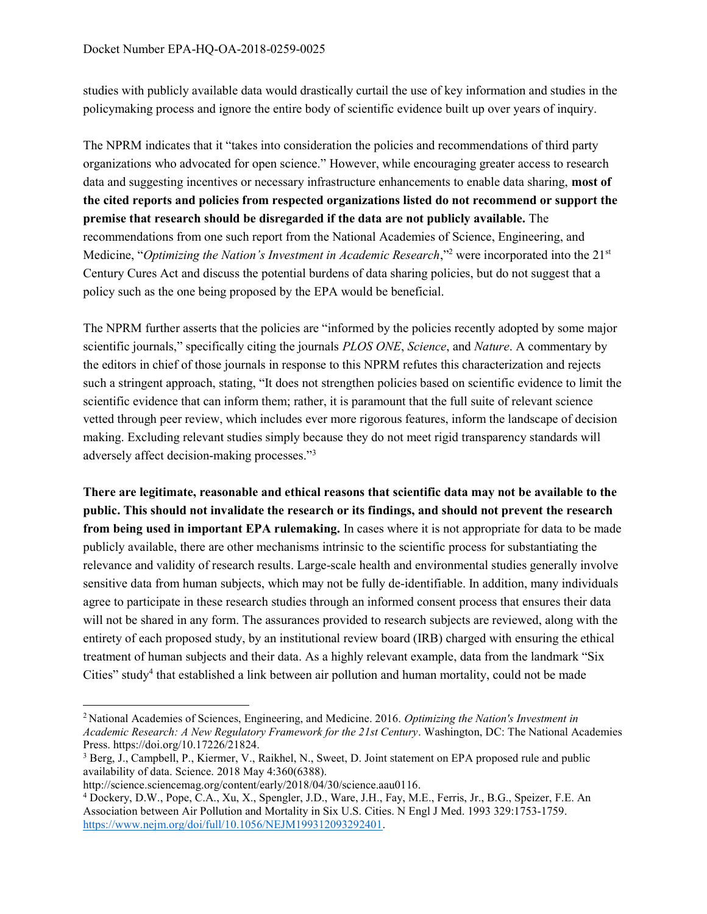studies with publicly available data would drastically curtail the use of key information and studies in the policymaking process and ignore the entire body of scientific evidence built up over years of inquiry.

The NPRM indicates that it "takes into consideration the policies and recommendations of third party organizations who advocated for open science." However, while encouraging greater access to research data and suggesting incentives or necessary infrastructure enhancements to enable data sharing, **most of the cited reports and policies from respected organizations listed do not recommend or support the premise that research should be disregarded if the data are not publicly available.** The recommendations from one such report from the National Academies of Science, Engineering, and Medicine, "*Optimizing the Nation's Investment in Academic Research*,"[2] were incorporated into the 21st Century Cures Act and discuss the potential burdens of data sharing policies, but do not suggest that a policy such as the one being proposed by the EPA would be beneficial.

The NPRM further asserts that the policies are "informed by the policies recently adopted by some major scientific journals," specifically citing the journals *PLOS ONE*, *Science*, and *Nature*. A commentary by the editors in chief of those journals in response to this NPRM refutes this characterization and rejects such a stringent approach, stating, "It does not strengthen policies based on scientific evidence to limit the scientific evidence that can inform them; rather, it is paramount that the full suite of relevant science vetted through peer review, which includes ever more rigorous features, inform the landscape of decision making. Excluding relevant studies simply because they do not meet rigid transparency standards will adversely affect decision-making processes."[3]

**There are legitimate, reasonable and ethical reasons that scientific data may not be available to the public. This should not invalidate the research or its findings, and should not prevent the research from being used in important EPA rulemaking.** In cases where it is not appropriate for data to be made publicly available, there are other mechanisms intrinsic to the scientific process for substantiating the relevance and validity of research results. Large-scale health and environmental studies generally involve sensitive data from human subjects, which may not be fully de-identifiable. In addition, many individuals agree to participate in these research studies through an informed consent process that ensures their data will not be shared in any form. The assurances provided to research subjects are reviewed, along with the entirety of each proposed study, by an institutional review board (IRB) charged with ensuring the ethical treatment of human subjects and their data. As a highly relevant example, data from the landmark "Six Cities" study[4] that established a link between air pollution and human mortality, could not be made

---

[2] National Academies of Sciences, Engineering, and Medicine. 2016. *Optimizing the Nation's Investment in Academic Research: A New Regulatory Framework for the 21st Century*. Washington, DC: The National Academies Press. https://doi.org/10.17226/21824.

[3] Berg, J., Campbell, P., Kiermer, V., Raikhel, N., Sweet, D. Joint statement on EPA proposed rule and public availability of data. Science. 2018 May 4:360(6388). http://science.sciencemag.org/content/early/2018/04/30/science.aau0116.

[4] Dockery, D.W., Pope, C.A., Xu, X., Spengler, J.D., Ware, J.H., Fay, M.E., Ferris, Jr., B.G., Speizer, F.E. An Association between Air Pollution and Mortality in Six U.S. Cities. N Engl J Med. 1993 329:1753-1759. https://www.nejm.org/doi/full/10.1056/NEJM199312093292401.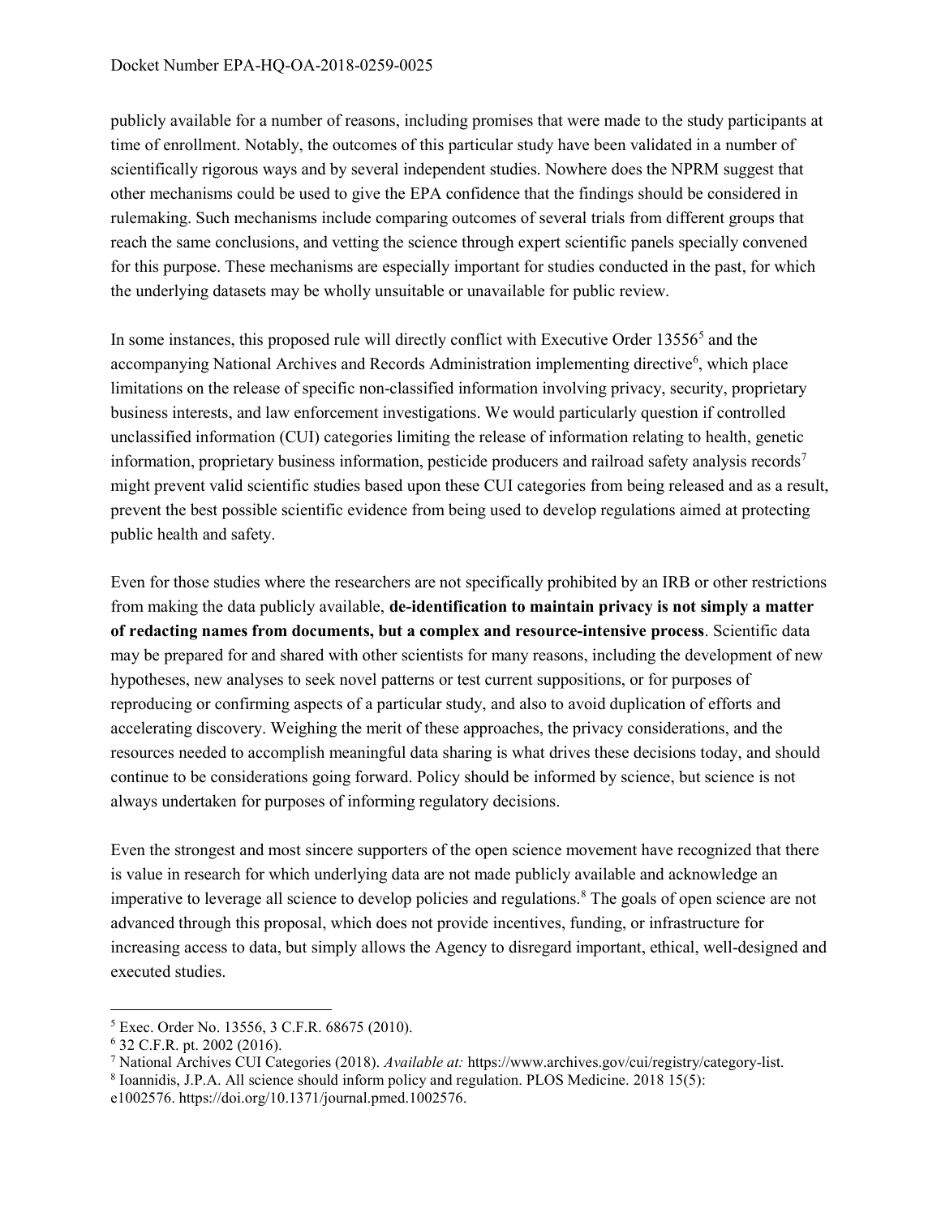publicly available for a number of reasons, including promises that were made to the study participants at time of enrollment. Notably, the outcomes of this particular study have been validated in a number of scientifically rigorous ways and by several independent studies. Nowhere does the NPRM suggest that other mechanisms could be used to give the EPA confidence that the findings should be considered in rulemaking. Such mechanisms include comparing outcomes of several trials from different groups that reach the same conclusions, and vetting the science through expert scientific panels specially convened for this purpose. These mechanisms are especially important for studies conducted in the past, for which the underlying datasets may be wholly unsuitable or unavailable for public review.

In some instances, this proposed rule will directly conflict with Executive Order 13556[5] and the accompanying National Archives and Records Administration implementing directive[6], which place limitations on the release of specific non-classified information involving privacy, security, proprietary business interests, and law enforcement investigations. We would particularly question if controlled unclassified information (CUI) categories limiting the release of information relating to health, genetic information, proprietary business information, pesticide producers and railroad safety analysis records[7] might prevent valid scientific studies based upon these CUI categories from being released and as a result, prevent the best possible scientific evidence from being used to develop regulations aimed at protecting public health and safety.

Even for those studies where the researchers are not specifically prohibited by an IRB or other restrictions from making the data publicly available, **de-identification to maintain privacy is not simply a matter of redacting names from documents, but a complex and resource-intensive process**. Scientific data may be prepared for and shared with other scientists for many reasons, including the development of new hypotheses, new analyses to seek novel patterns or test current suppositions, or for purposes of reproducing or confirming aspects of a particular study, and also to avoid duplication of efforts and accelerating discovery. Weighing the merit of these approaches, the privacy considerations, and the resources needed to accomplish meaningful data sharing is what drives these decisions today, and should continue to be considerations going forward. Policy should be informed by science, but science is not always undertaken for purposes of informing regulatory decisions.

Even the strongest and most sincere supporters of the open science movement have recognized that there is value in research for which underlying data are not made publicly available and acknowledge an imperative to leverage all science to develop policies and regulations.[8] The goals of open science are not advanced through this proposal, which does not provide incentives, funding, or infrastructure for increasing access to data, but simply allows the Agency to disregard important, ethical, well-designed and executed studies.

---

[5] Exec. Order No. 13556, 3 C.F.R. 68675 (2010).

[6] 32 C.F.R. pt. 2002 (2016).

[7] National Archives CUI Categories (2018). *Available at:* https://www.archives.gov/cui/registry/category-list.

[8] Ioannidis, J.P.A. All science should inform policy and regulation. PLOS Medicine. 2018 15(5): e1002576. https://doi.org/10.1371/journal.pmed.1002576.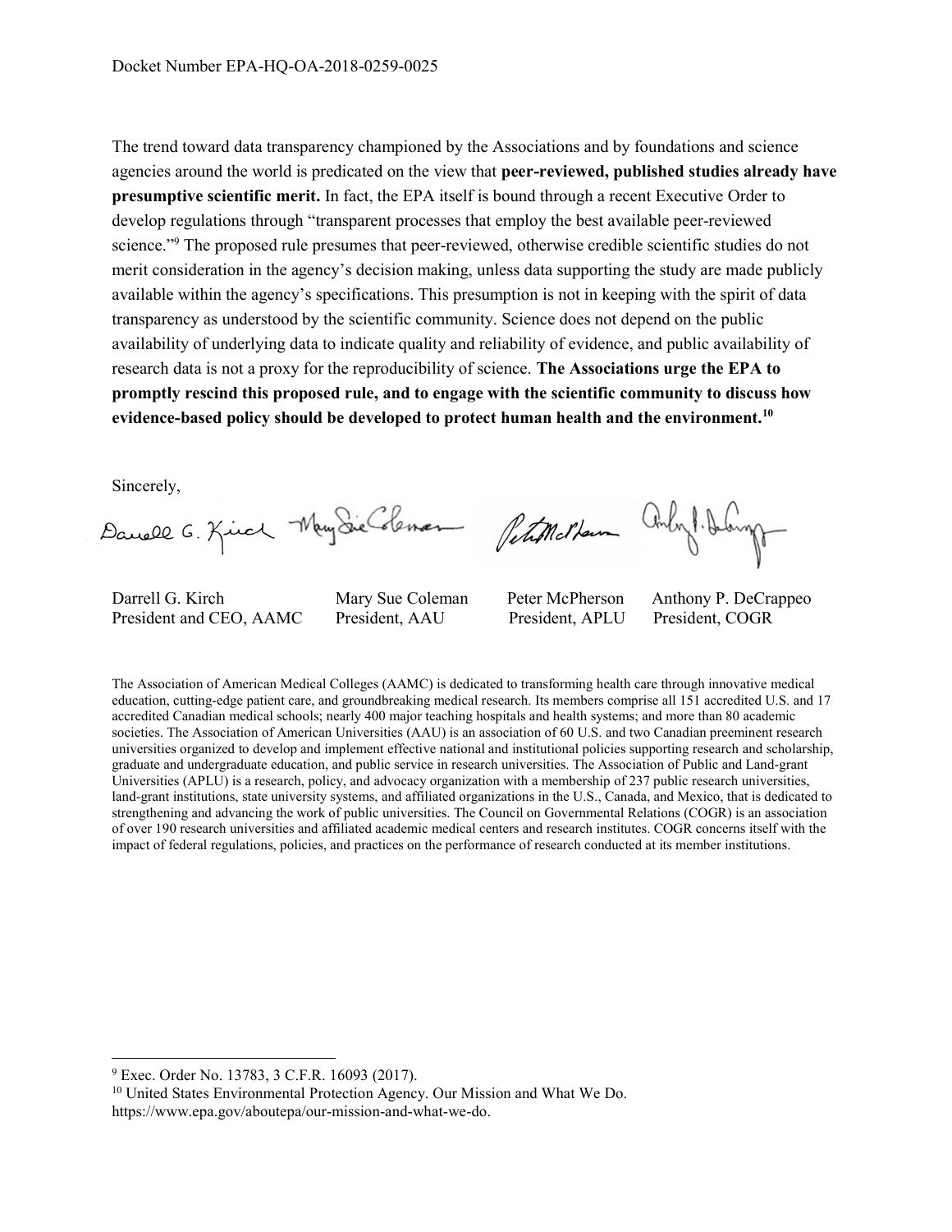Docket Number EPA-HQ-OA-2018-0259-0025

The trend toward data transparency championed by the Associations and by foundations and science agencies around the world is predicated on the view that **peer-reviewed, published studies already have presumptive scientific merit.** In fact, the EPA itself is bound through a recent Executive Order to develop regulations through "transparent processes that employ the best available peer-reviewed science."[9] The proposed rule presumes that peer-reviewed, otherwise credible scientific studies do not merit consideration in the agency's decision making, unless data supporting the study are made publicly available within the agency's specifications. This presumption is not in keeping with the spirit of data transparency as understood by the scientific community. Science does not depend on the public availability of underlying data to indicate quality and reliability of evidence, and public availability of research data is not a proxy for the reproducibility of science. **The Associations urge the EPA to promptly rescind this proposed rule, and to engage with the scientific community to discuss how evidence-based policy should be developed to protect human health and the environment.[10]**

Sincerely,

| | | | |
|---|---|---|---|
| Darrell G. Kirch | Mary Sue Coleman | Peter McPherson | Anthony P. DeCrappeo |
| President and CEO, AAMC | President, AAU | President, APLU | President, COGR |

The Association of American Medical Colleges (AAMC) is dedicated to transforming health care through innovative medical education, cutting-edge patient care, and groundbreaking medical research. Its members comprise all 151 accredited U.S. and 17 accredited Canadian medical schools; nearly 400 major teaching hospitals and health systems; and more than 80 academic societies. The Association of American Universities (AAU) is an association of 60 U.S. and two Canadian preeminent research universities organized to develop and implement effective national and institutional policies supporting research and scholarship, graduate and undergraduate education, and public service in research universities. The Association of Public and Land-grant Universities (APLU) is a research, policy, and advocacy organization with a membership of 237 public research universities, land-grant institutions, state university systems, and affiliated organizations in the U.S., Canada, and Mexico, that is dedicated to strengthening and advancing the work of public universities. The Council on Governmental Relations (COGR) is an association of over 190 research universities and affiliated academic medical centers and research institutes. COGR concerns itself with the impact of federal regulations, policies, and practices on the performance of research conducted at its member institutions.

---

[9] Exec. Order No. 13783, 3 C.F.R. 16093 (2017).

[10] United States Environmental Protection Agency. Our Mission and What We Do. https://www.epa.gov/aboutepa/our-mission-and-what-we-do.